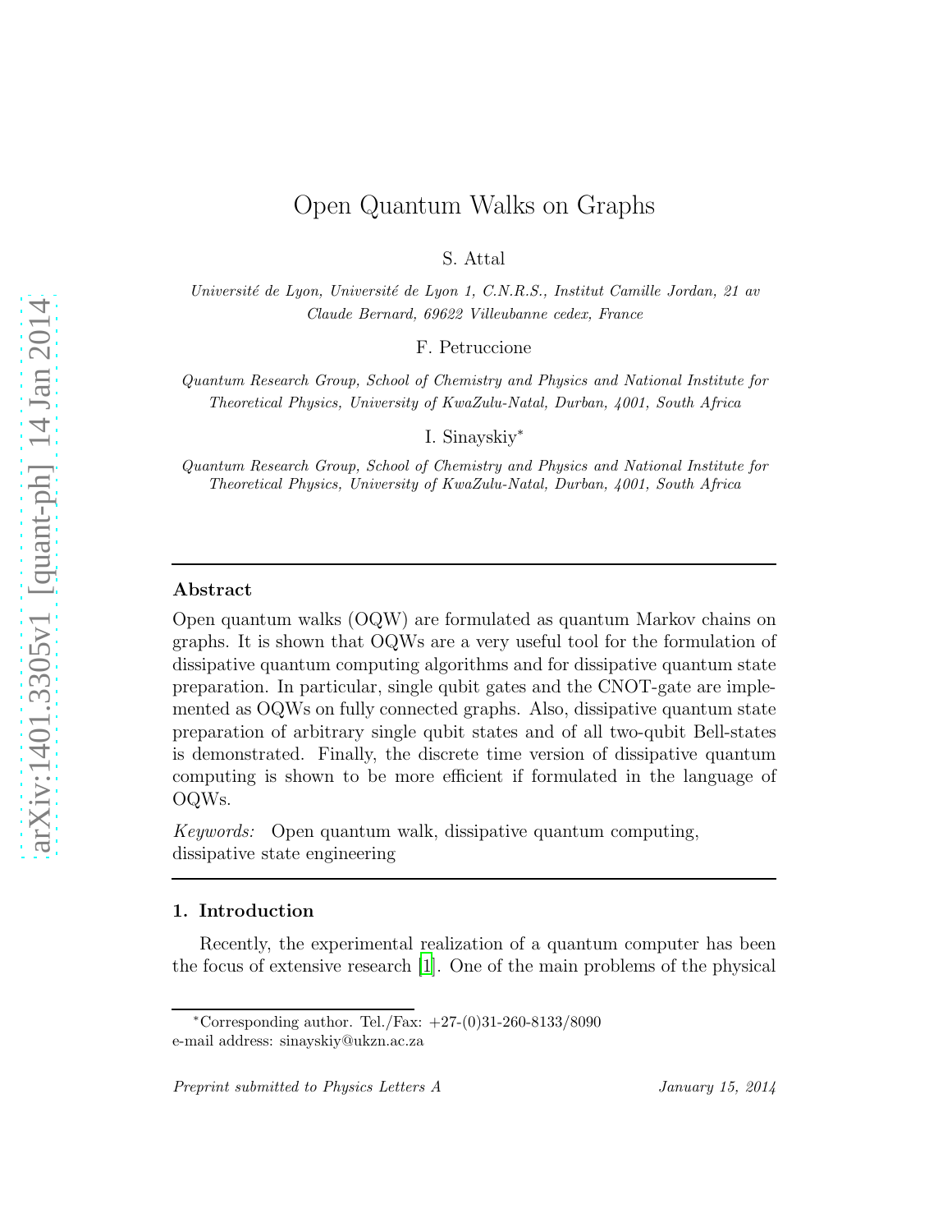# Open Quantum Walks on Graphs

S. Attal

*Université de Lyon, Université de Lyon 1, C.N.R.S., Institut Camille Jordan, 21 av Claude Bernard, 69622 Villeubanne cedex, France*

F. Petruccione

*Quantum Research Group, School of Chemistry and Physics and National Institute for Theoretical Physics, University of KwaZulu-Natal, Durban, 4001, South Africa*

I. Sinayskiy*

*Quantum Research Group, School of Chemistry and Physics and National Institute for Theoretical Physics, University of KwaZulu-Natal, Durban, 4001, South Africa*

---

## Abstract

Open quantum walks (OQW) are formulated as quantum Markov chains on graphs. It is shown that OQWs are a very useful tool for the formulation of dissipative quantum computing algorithms and for dissipative quantum state preparation. In particular, single qubit gates and the CNOT-gate are implemented as OQWs on fully connected graphs. Also, dissipative quantum state preparation of arbitrary single qubit states and of all two-qubit Bell-states is demonstrated. Finally, the discrete time version of dissipative quantum computing is shown to be more efficient if formulated in the language of OQWs.

*Keywords:* Open quantum walk, dissipative quantum computing, dissipative state engineering

---

## 1. Introduction

Recently, the experimental realization of a quantum computer has been the focus of extensive research [1]. One of the main problems of the physical

*Corresponding author. Tel./Fax: +27-(0)31-260-8133/8090
e-mail address: sinayskiy@ukzn.ac.za

*Preprint submitted to Physics Letters A* January 15, 2014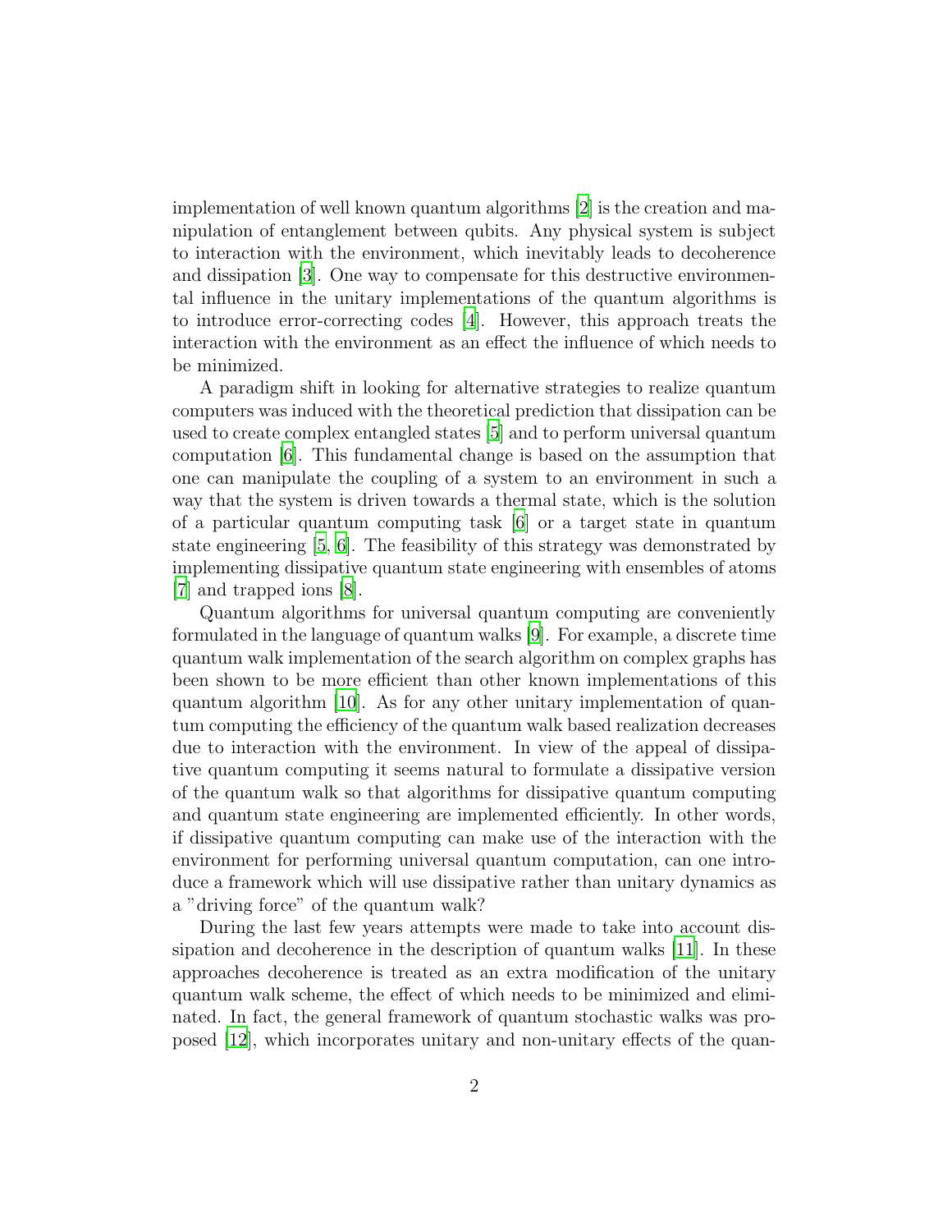implementation of well known quantum algorithms [2] is the creation and manipulation of entanglement between qubits. Any physical system is subject to interaction with the environment, which inevitably leads to decoherence and dissipation [3]. One way to compensate for this destructive environmental influence in the unitary implementations of the quantum algorithms is to introduce error-correcting codes [4]. However, this approach treats the interaction with the environment as an effect the influence of which needs to be minimized.

A paradigm shift in looking for alternative strategies to realize quantum computers was induced with the theoretical prediction that dissipation can be used to create complex entangled states [5] and to perform universal quantum computation [6]. This fundamental change is based on the assumption that one can manipulate the coupling of a system to an environment in such a way that the system is driven towards a thermal state, which is the solution of a particular quantum computing task [6] or a target state in quantum state engineering [5, 6]. The feasibility of this strategy was demonstrated by implementing dissipative quantum state engineering with ensembles of atoms [7] and trapped ions [8].

Quantum algorithms for universal quantum computing are conveniently formulated in the language of quantum walks [9]. For example, a discrete time quantum walk implementation of the search algorithm on complex graphs has been shown to be more efficient than other known implementations of this quantum algorithm [10]. As for any other unitary implementation of quantum computing the efficiency of the quantum walk based realization decreases due to interaction with the environment. In view of the appeal of dissipative quantum computing it seems natural to formulate a dissipative version of the quantum walk so that algorithms for dissipative quantum computing and quantum state engineering are implemented efficiently. In other words, if dissipative quantum computing can make use of the interaction with the environment for performing universal quantum computation, can one introduce a framework which will use dissipative rather than unitary dynamics as a "driving force" of the quantum walk?

During the last few years attempts were made to take into account dissipation and decoherence in the description of quantum walks [11]. In these approaches decoherence is treated as an extra modification of the unitary quantum walk scheme, the effect of which needs to be minimized and eliminated. In fact, the general framework of quantum stochastic walks was proposed [12], which incorporates unitary and non-unitary effects of the quan-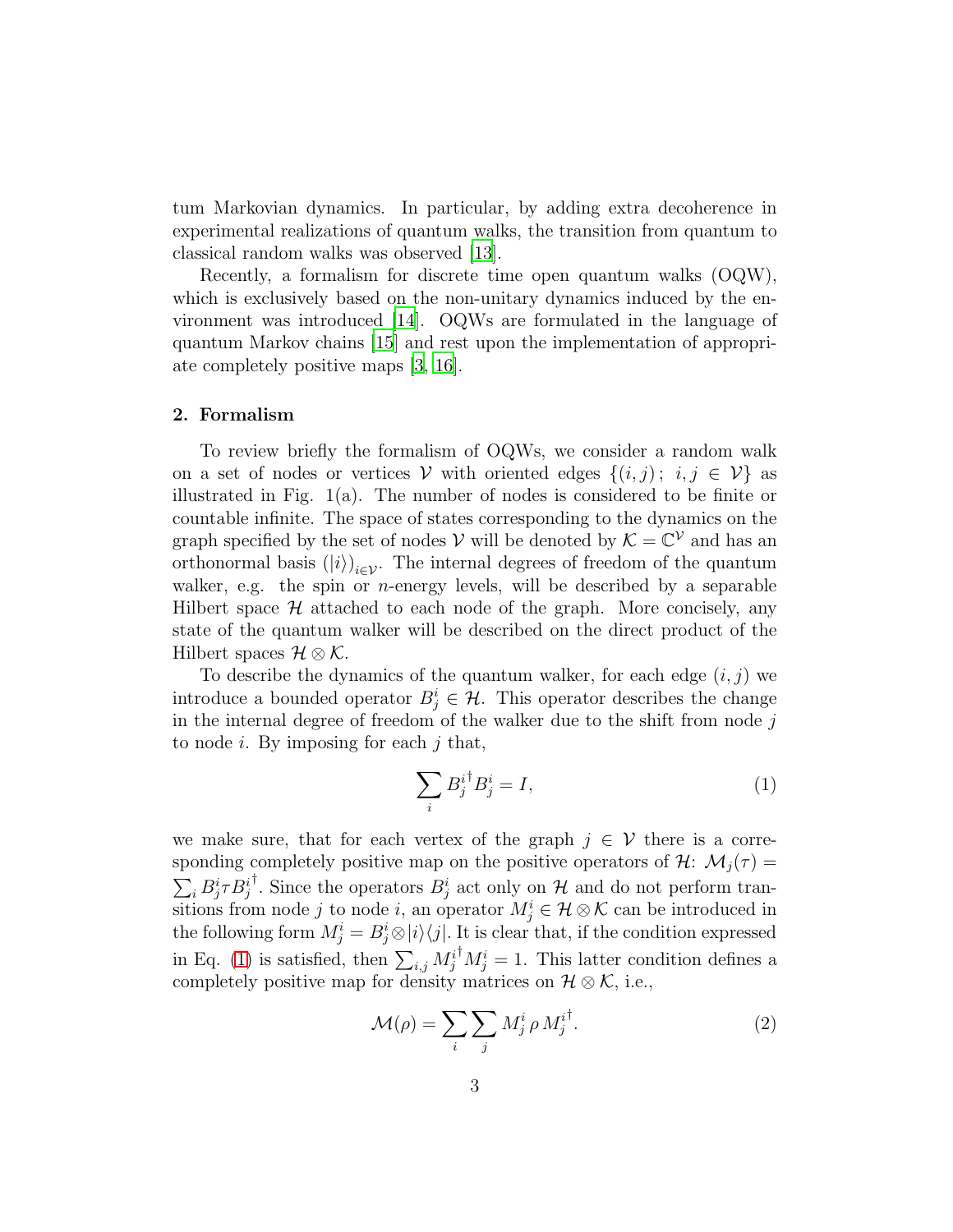tum Markovian dynamics. In particular, by adding extra decoherence in experimental realizations of quantum walks, the transition from quantum to classical random walks was observed [13].

Recently, a formalism for discrete time open quantum walks (OQW), which is exclusively based on the non-unitary dynamics induced by the environment was introduced [14]. OQWs are formulated in the language of quantum Markov chains [15] and rest upon the implementation of appropriate completely positive maps [3, 16].

## 2. Formalism

To review briefly the formalism of OQWs, we consider a random walk on a set of nodes or vertices $\mathcal{V}$ with oriented edges $\{(i,j)\,;\ i,j \in \mathcal{V}\}$ as illustrated in Fig. 1(a). The number of nodes is considered to be finite or countable infinite. The space of states corresponding to the dynamics on the graph specified by the set of nodes $\mathcal{V}$ will be denoted by $\mathcal{K} = \mathbb{C}^{\mathcal{V}}$ and has an orthonormal basis $(|i\rangle)_{i\in\mathcal{V}}$. The internal degrees of freedom of the quantum walker, e.g. the spin or $n$-energy levels, will be described by a separable Hilbert space $\mathcal{H}$ attached to each node of the graph. More concisely, any state of the quantum walker will be described on the direct product of the Hilbert spaces $\mathcal{H} \otimes \mathcal{K}$.

To describe the dynamics of the quantum walker, for each edge $(i,j)$ we introduce a bounded operator $B^i_j \in \mathcal{H}$. This operator describes the change in the internal degree of freedom of the walker due to the shift from node $j$ to node $i$. By imposing for each $j$ that,

$$\sum_i {B^i_j}^\dagger B^i_j = I, \tag{1}$$

we make sure, that for each vertex of the graph $j \in \mathcal{V}$ there is a corresponding completely positive map on the positive operators of $\mathcal{H}$: $\mathcal{M}_j(\tau) = \sum_i B^i_j \tau {B^i_j}^\dagger$. Since the operators $B^i_j$ act only on $\mathcal{H}$ and do not perform transitions from node $j$ to node $i$, an operator $M^i_j \in \mathcal{H} \otimes \mathcal{K}$ can be introduced in the following form $M^i_j = B^i_j \otimes |i\rangle\langle j|$. It is clear that, if the condition expressed in Eq. (1) is satisfied, then $\sum_{i,j} {M^i_j}^\dagger M^i_j = 1$. This latter condition defines a completely positive map for density matrices on $\mathcal{H} \otimes \mathcal{K}$, i.e.,

$$\mathcal{M}(\rho) = \sum_i \sum_j M^i_j \, \rho \, {M^i_j}^\dagger. \tag{2}$$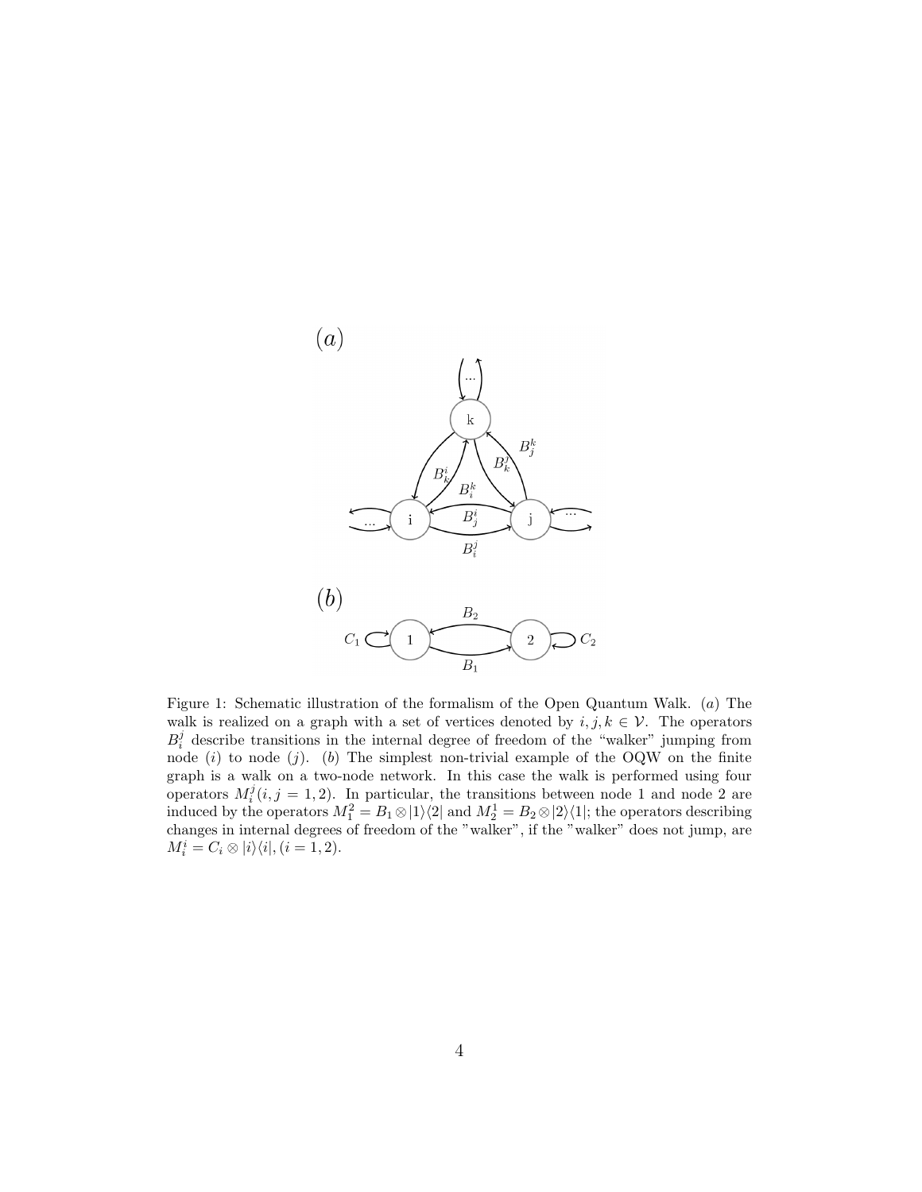Figure 1: Schematic illustration of the formalism of the Open Quantum Walk. $(a)$ The walk is realized on a graph with a set of vertices denoted by $i, j, k \in \mathcal{V}$. The operators $B_i^j$ describe transitions in the internal degree of freedom of the "walker" jumping from node $(i)$ to node $(j)$. $(b)$ The simplest non-trivial example of the OQW on the finite graph is a walk on a two-node network. In this case the walk is performed using four operators $M_i^j (i, j = 1, 2)$. In particular, the transitions between node 1 and node 2 are induced by the operators $M_1^2 = B_1 \otimes |1\rangle\langle 2|$ and $M_2^1 = B_2 \otimes |2\rangle\langle 1|$; the operators describing changes in internal degrees of freedom of the "walker", if the "walker" does not jump, are $M_i^i = C_i \otimes |i\rangle\langle i|, (i = 1, 2)$.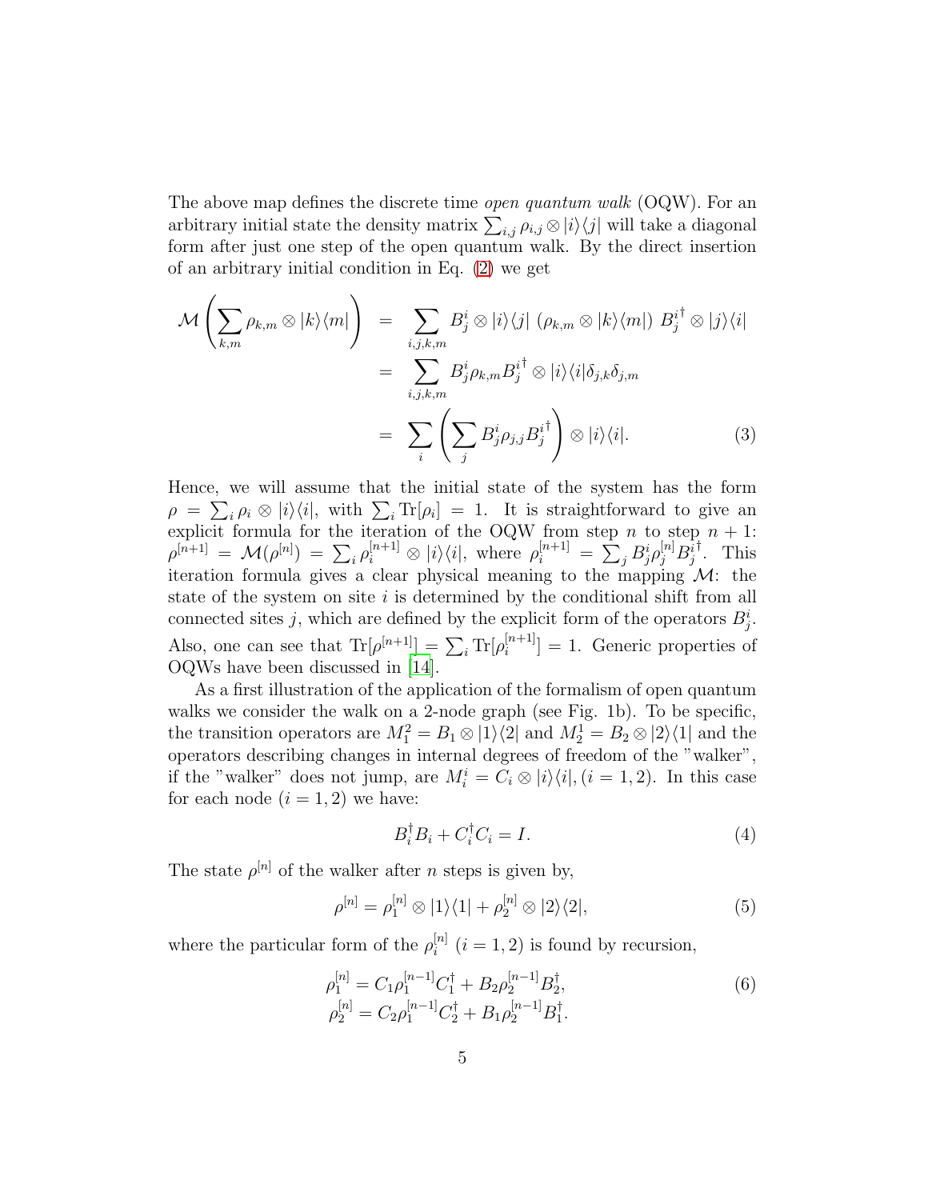The above map defines the discrete time *open quantum walk* (OQW). For an arbitrary initial state the density matrix $\sum_{i,j} \rho_{i,j} \otimes |i\rangle\langle j|$ will take a diagonal form after just one step of the open quantum walk. By the direct insertion of an arbitrary initial condition in Eq. (2) we get

$$
\begin{aligned}
\mathcal{M}\left(\sum_{k,m} \rho_{k,m} \otimes |k\rangle\langle m|\right) &= \sum_{i,j,k,m} B_j^i \otimes |i\rangle\langle j| \; (\rho_{k,m} \otimes |k\rangle\langle m|) \; B_j^{i\dagger} \otimes |j\rangle\langle i| \\
&= \sum_{i,j,k,m} B_j^i \rho_{k,m} B_j^{i\dagger} \otimes |i\rangle\langle i| \delta_{j,k}\delta_{j,m} \\
&= \sum_i \left(\sum_j B_j^i \rho_{j,j} B_j^{i\dagger}\right) \otimes |i\rangle\langle i|. \qquad (3)
\end{aligned}
$$

Hence, we will assume that the initial state of the system has the form $\rho = \sum_i \rho_i \otimes |i\rangle\langle i|$, with $\sum_i \mathrm{Tr}[\rho_i] = 1$. It is straightforward to give an explicit formula for the iteration of the OQW from step $n$ to step $n+1$: $\rho^{[n+1]} = \mathcal{M}(\rho^{[n]}) = \sum_i \rho_i^{[n+1]} \otimes |i\rangle\langle i|$, where $\rho_i^{[n+1]} = \sum_j B_j^i \rho_j^{[n]} B_j^{i\dagger}$. This iteration formula gives a clear physical meaning to the mapping $\mathcal{M}$: the state of the system on site $i$ is determined by the conditional shift from all connected sites $j$, which are defined by the explicit form of the operators $B_j^i$. Also, one can see that $\mathrm{Tr}[\rho^{[n+1]}] = \sum_i \mathrm{Tr}[\rho_i^{[n+1]}] = 1$. Generic properties of OQWs have been discussed in [14].

As a first illustration of the application of the formalism of open quantum walks we consider the walk on a 2-node graph (see Fig. 1b). To be specific, the transition operators are $M_1^2 = B_1 \otimes |1\rangle\langle 2|$ and $M_2^1 = B_2 \otimes |2\rangle\langle 1|$ and the operators describing changes in internal degrees of freedom of the "walker", if the "walker" does not jump, are $M_i^i = C_i \otimes |i\rangle\langle i|, (i = 1, 2)$. In this case for each node $(i = 1, 2)$ we have:

$$
B_i^\dagger B_i + C_i^\dagger C_i = I. \qquad (4)
$$

The state $\rho^{[n]}$ of the walker after $n$ steps is given by,

$$
\rho^{[n]} = \rho_1^{[n]} \otimes |1\rangle\langle 1| + \rho_2^{[n]} \otimes |2\rangle\langle 2|, \qquad (5)
$$

where the particular form of the $\rho_i^{[n]}$ $(i = 1, 2)$ is found by recursion,

$$
\begin{aligned}
\rho_1^{[n]} &= C_1 \rho_1^{[n-1]} C_1^\dagger + B_2 \rho_2^{[n-1]} B_2^\dagger, \\
\rho_2^{[n]} &= C_2 \rho_1^{[n-1]} C_2^\dagger + B_1 \rho_2^{[n-1]} B_1^\dagger.
\end{aligned} \qquad (6)
$$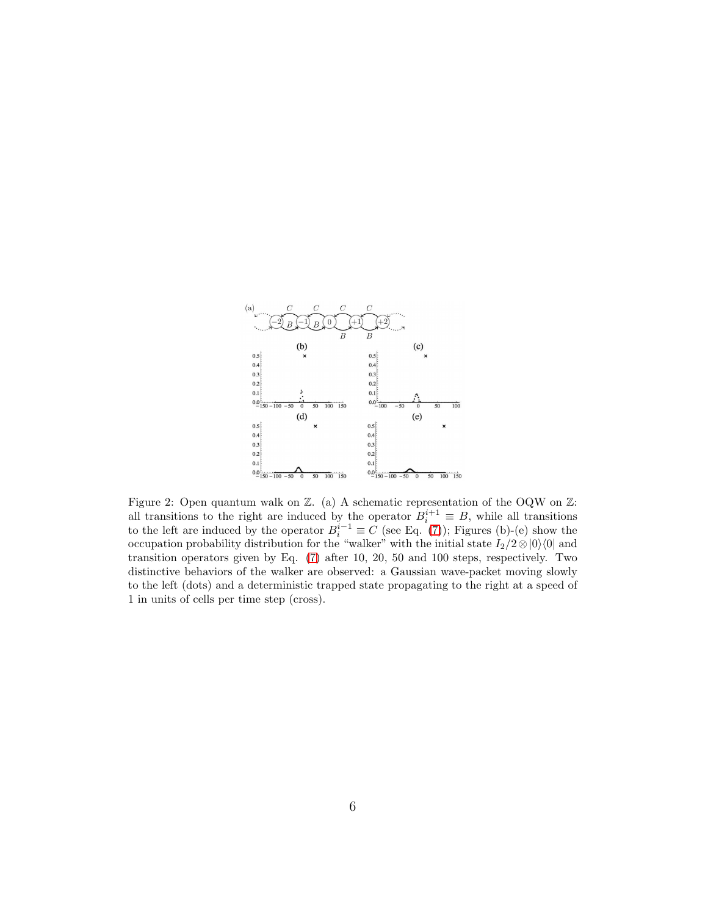Figure 2: Open quantum walk on $\mathbb{Z}$. (a) A schematic representation of the OQW on $\mathbb{Z}$: all transitions to the right are induced by the operator $B_i^{i+1} \equiv B$, while all transitions to the left are induced by the operator $B_i^{i-1} \equiv C$ (see Eq. (7)); Figures (b)-(e) show the occupation probability distribution for the "walker" with the initial state $I_2/2 \otimes |0\rangle\langle 0|$ and transition operators given by Eq. (7) after 10, 20, 50 and 100 steps, respectively. Two distinctive behaviors of the walker are observed: a Gaussian wave-packet moving slowly to the left (dots) and a deterministic trapped state propagating to the right at a speed of 1 in units of cells per time step (cross).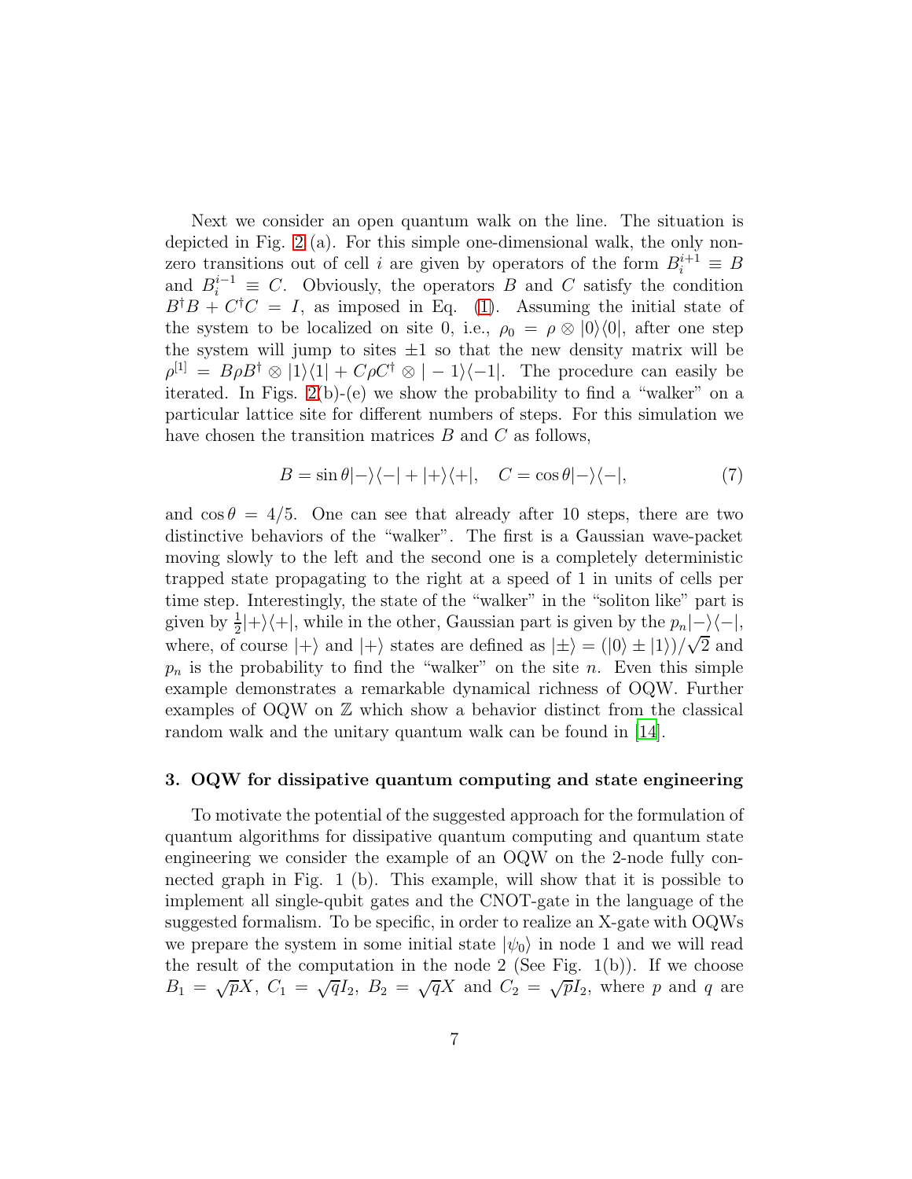Next we consider an open quantum walk on the line. The situation is depicted in Fig. 2 (a). For this simple one-dimensional walk, the only non-zero transitions out of cell $i$ are given by operators of the form $B_i^{i+1} \equiv B$ and $B_i^{i-1} \equiv C$. Obviously, the operators $B$ and $C$ satisfy the condition $B^\dagger B + C^\dagger C = I$, as imposed in Eq. (1). Assuming the initial state of the system to be localized on site 0, i.e., $\rho_0 = \rho \otimes |0\rangle\langle 0|$, after one step the system will jump to sites $\pm 1$ so that the new density matrix will be $\rho^{[1]} = B\rho B^\dagger \otimes |1\rangle\langle 1| + C\rho C^\dagger \otimes |-1\rangle\langle -1|$. The procedure can easily be iterated. In Figs. 2(b)-(e) we show the probability to find a "walker" on a particular lattice site for different numbers of steps. For this simulation we have chosen the transition matrices $B$ and $C$ as follows,

$$B = \sin\theta |-\rangle\langle -| + |+\rangle\langle +|, \quad C = \cos\theta |-\rangle\langle -|, \tag{7}$$

and $\cos\theta = 4/5$. One can see that already after 10 steps, there are two distinctive behaviors of the "walker". The first is a Gaussian wave-packet moving slowly to the left and the second one is a completely deterministic trapped state propagating to the right at a speed of 1 in units of cells per time step. Interestingly, the state of the "walker" in the "soliton like" part is given by $\frac{1}{2}|+\rangle\langle +|$, while in the other, Gaussian part is given by the $p_n|-\rangle\langle -|$, where, of course $|+\rangle$ and $|+\rangle$ states are defined as $|\pm\rangle = (|0\rangle \pm |1\rangle)/\sqrt{2}$ and $p_n$ is the probability to find the "walker" on the site $n$. Even this simple example demonstrates a remarkable dynamical richness of OQW. Further examples of OQW on $\mathbb{Z}$ which show a behavior distinct from the classical random walk and the unitary quantum walk can be found in [14].

### 3. OQW for dissipative quantum computing and state engineering

To motivate the potential of the suggested approach for the formulation of quantum algorithms for dissipative quantum computing and quantum state engineering we consider the example of an OQW on the 2-node fully connected graph in Fig. 1 (b). This example, will show that it is possible to implement all single-qubit gates and the CNOT-gate in the language of the suggested formalism. To be specific, in order to realize an X-gate with OQWs we prepare the system in some initial state $|\psi_0\rangle$ in node 1 and we will read the result of the computation in the node 2 (See Fig. 1(b)). If we choose $B_1 = \sqrt{p}X$, $C_1 = \sqrt{q}I_2$, $B_2 = \sqrt{q}X$ and $C_2 = \sqrt{p}I_2$, where $p$ and $q$ are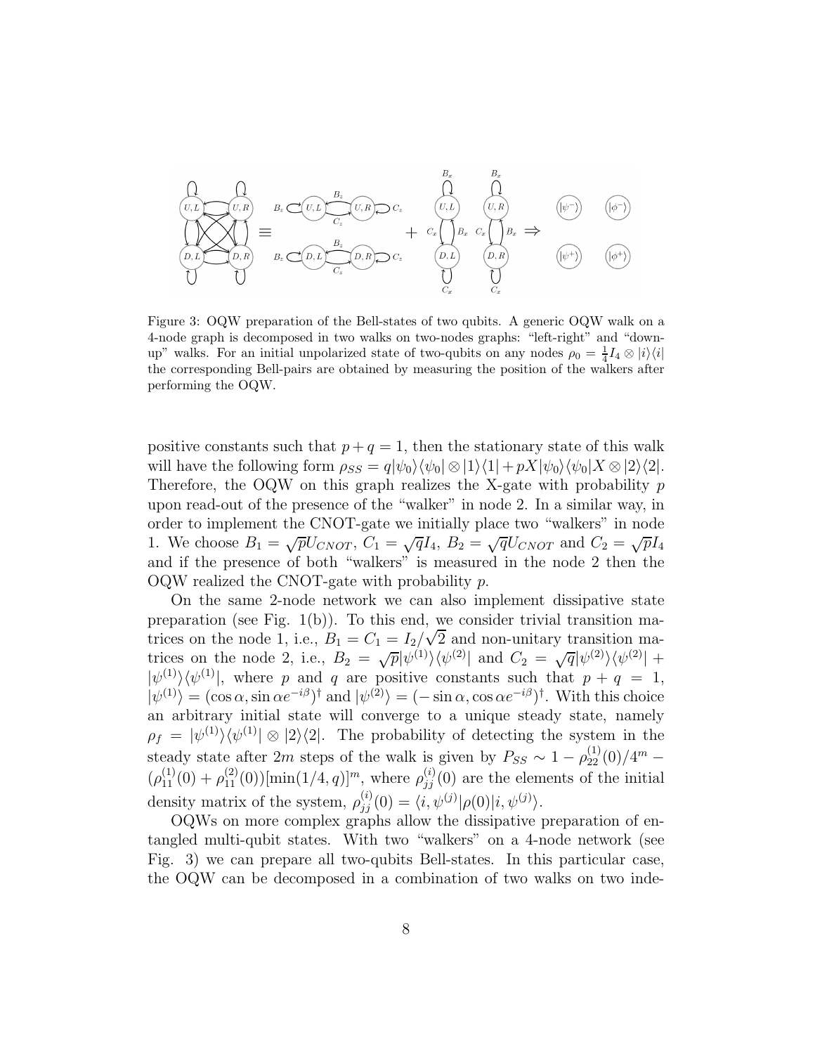Figure 3: OQW preparation of the Bell-states of two qubits. A generic OQW walk on a 4-node graph is decomposed in two walks on two-nodes graphs: "left-right" and "down-up" walks. For an initial unpolarized state of two-qubits on any nodes $\rho_0 = \frac{1}{4} I_4 \otimes |i\rangle\langle i|$ the corresponding Bell-pairs are obtained by measuring the position of the walkers after performing the OQW.

positive constants such that $p + q = 1$, then the stationary state of this walk will have the following form $\rho_{SS} = q|\psi_0\rangle\langle\psi_0| \otimes |1\rangle\langle 1| + pX|\psi_0\rangle\langle\psi_0|X \otimes |2\rangle\langle 2|$. Therefore, the OQW on this graph realizes the X-gate with probability $p$ upon read-out of the presence of the "walker" in node 2. In a similar way, in order to implement the CNOT-gate we initially place two "walkers" in node 1. We choose $B_1 = \sqrt{p} U_{CNOT}$, $C_1 = \sqrt{q} I_4$, $B_2 = \sqrt{q} U_{CNOT}$ and $C_2 = \sqrt{p} I_4$ and if the presence of both "walkers" is measured in the node 2 then the OQW realized the CNOT-gate with probability $p$.

On the same 2-node network we can also implement dissipative state preparation (see Fig. 1(b)). To this end, we consider trivial transition matrices on the node 1, i.e., $B_1 = C_1 = I_2/\sqrt{2}$ and non-unitary transition matrices on the node 2, i.e., $B_2 = \sqrt{p}|\psi^{(1)}\rangle\langle\psi^{(2)}|$ and $C_2 = \sqrt{q}|\psi^{(2)}\rangle\langle\psi^{(2)}| + |\psi^{(1)}\rangle\langle\psi^{(1)}|$, where $p$ and $q$ are positive constants such that $p + q = 1$, $|\psi^{(1)}\rangle = (\cos\alpha, \sin\alpha e^{-i\beta})^\dagger$ and $|\psi^{(2)}\rangle = (-\sin\alpha, \cos\alpha e^{-i\beta})^\dagger$. With this choice an arbitrary initial state will converge to a unique steady state, namely $\rho_f = |\psi^{(1)}\rangle\langle\psi^{(1)}| \otimes |2\rangle\langle 2|$. The probability of detecting the system in the steady state after $2m$ steps of the walk is given by $P_{SS} \sim 1 - \rho_{22}^{(1)}(0)/4^m - (\rho_{11}^{(1)}(0) + \rho_{11}^{(2)}(0))[\min(1/4, q)]^m$, where $\rho_{jj}^{(i)}(0)$ are the elements of the initial density matrix of the system, $\rho_{jj}^{(i)}(0) = \langle i, \psi^{(j)}|\rho(0)|i, \psi^{(j)}\rangle$.

OQWs on more complex graphs allow the dissipative preparation of entangled multi-qubit states. With two "walkers" on a 4-node network (see Fig. 3) we can prepare all two-qubits Bell-states. In this particular case, the OQW can be decomposed in a combination of two walks on two inde-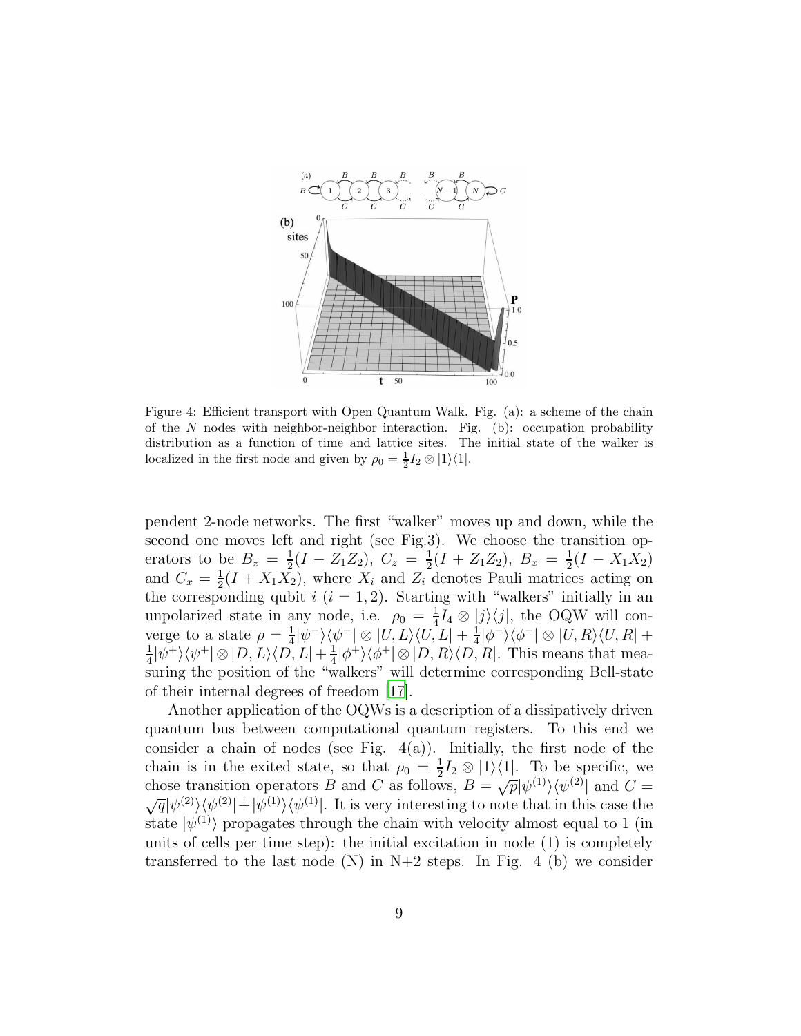Figure 4: Efficient transport with Open Quantum Walk. Fig. (a): a scheme of the chain of the $N$ nodes with neighbor-neighbor interaction. Fig. (b): occupation probability distribution as a function of time and lattice sites. The initial state of the walker is localized in the first node and given by $\rho_0 = \frac{1}{2}I_2 \otimes |1\rangle\langle 1|$.

pendent 2-node networks. The first "walker" moves up and down, while the second one moves left and right (see Fig.3). We choose the transition operators to be $B_z = \frac{1}{2}(I - Z_1 Z_2)$, $C_z = \frac{1}{2}(I + Z_1 Z_2)$, $B_x = \frac{1}{2}(I - X_1 X_2)$ and $C_x = \frac{1}{2}(I + X_1 X_2)$, where $X_i$ and $Z_i$ denotes Pauli matrices acting on the corresponding qubit $i$ $(i = 1, 2)$. Starting with "walkers" initially in an unpolarized state in any node, i.e. $\rho_0 = \frac{1}{4}I_4 \otimes |j\rangle\langle j|$, the OQW will converge to a state $\rho = \frac{1}{4}|\psi^-\rangle\langle\psi^-| \otimes |U,L\rangle\langle U,L| + \frac{1}{4}|\phi^-\rangle\langle\phi^-| \otimes |U,R\rangle\langle U,R| + \frac{1}{4}|\psi^+\rangle\langle\psi^+| \otimes |D,L\rangle\langle D,L| + \frac{1}{4}|\phi^+\rangle\langle\phi^+| \otimes |D,R\rangle\langle D,R|$. This means that measuring the position of the "walkers" will determine corresponding Bell-state of their internal degrees of freedom [17].

Another application of the OQWs is a description of a dissipatively driven quantum bus between computational quantum registers. To this end we consider a chain of nodes (see Fig. 4(a)). Initially, the first node of the chain is in the exited state, so that $\rho_0 = \frac{1}{2}I_2 \otimes |1\rangle\langle 1|$. To be specific, we chose transition operators $B$ and $C$ as follows, $B = \sqrt{p}|\psi^{(1)}\rangle\langle\psi^{(2)}|$ and $C = \sqrt{q}|\psi^{(2)}\rangle\langle\psi^{(2)}| + |\psi^{(1)}\rangle\langle\psi^{(1)}|$. It is very interesting to note that in this case the state $|\psi^{(1)}\rangle$ propagates through the chain with velocity almost equal to 1 (in units of cells per time step): the initial excitation in node (1) is completely transferred to the last node (N) in N+2 steps. In Fig. 4 (b) we consider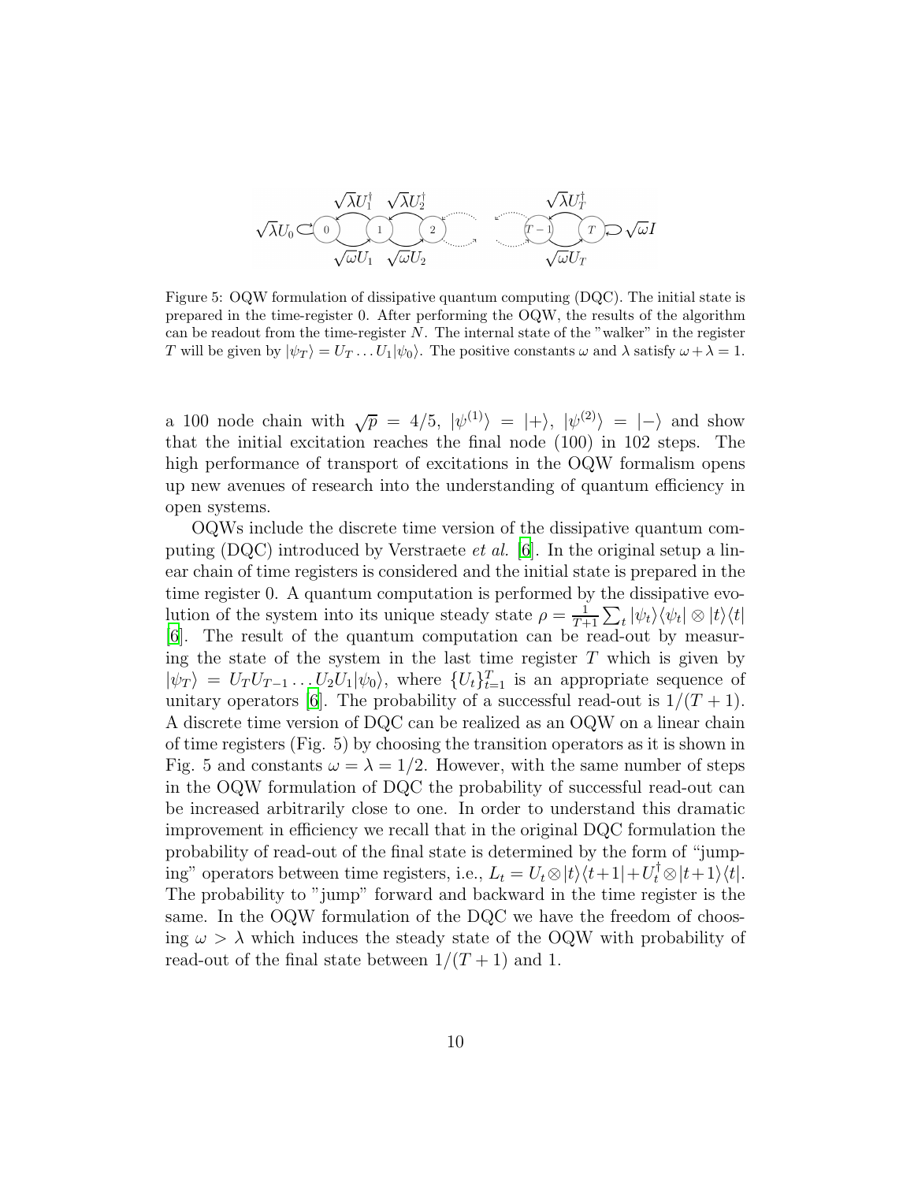Figure 5: OQW formulation of dissipative quantum computing (DQC). The initial state is prepared in the time-register 0. After performing the OQW, the results of the algorithm can be readout from the time-register $N$. The internal state of the "walker" in the register $T$ will be given by $|\psi_T\rangle = U_T \dots U_1|\psi_0\rangle$. The positive constants $\omega$ and $\lambda$ satisfy $\omega + \lambda = 1$.

a 100 node chain with $\sqrt{p} = 4/5$, $|\psi^{(1)}\rangle = |+\rangle$, $|\psi^{(2)}\rangle = |-\rangle$ and show that the initial excitation reaches the final node (100) in 102 steps. The high performance of transport of excitations in the OQW formalism opens up new avenues of research into the understanding of quantum efficiency in open systems.

OQWs include the discrete time version of the dissipative quantum computing (DQC) introduced by Verstraete *et al.* [6]. In the original setup a linear chain of time registers is considered and the initial state is prepared in the time register 0. A quantum computation is performed by the dissipative evolution of the system into its unique steady state $\rho = \frac{1}{T+1}\sum_t |\psi_t\rangle\langle\psi_t| \otimes |t\rangle\langle t|$ [6]. The result of the quantum computation can be read-out by measuring the state of the system in the last time register $T$ which is given by $|\psi_T\rangle = U_T U_{T-1} \dots U_2 U_1|\psi_0\rangle$, where $\{U_t\}_{t=1}^{T}$ is an appropriate sequence of unitary operators [6]. The probability of a successful read-out is $1/(T+1)$. A discrete time version of DQC can be realized as an OQW on a linear chain of time registers (Fig. 5) by choosing the transition operators as it is shown in Fig. 5 and constants $\omega = \lambda = 1/2$. However, with the same number of steps in the OQW formulation of DQC the probability of successful read-out can be increased arbitrarily close to one. In order to understand this dramatic improvement in efficiency we recall that in the original DQC formulation the probability of read-out of the final state is determined by the form of "jumping" operators between time registers, i.e., $L_t = U_t \otimes |t\rangle\langle t+1| + U_t^\dagger \otimes |t+1\rangle\langle t|$. The probability to "jump" forward and backward in the time register is the same. In the OQW formulation of the DQC we have the freedom of choosing $\omega > \lambda$ which induces the steady state of the OQW with probability of read-out of the final state between $1/(T+1)$ and 1.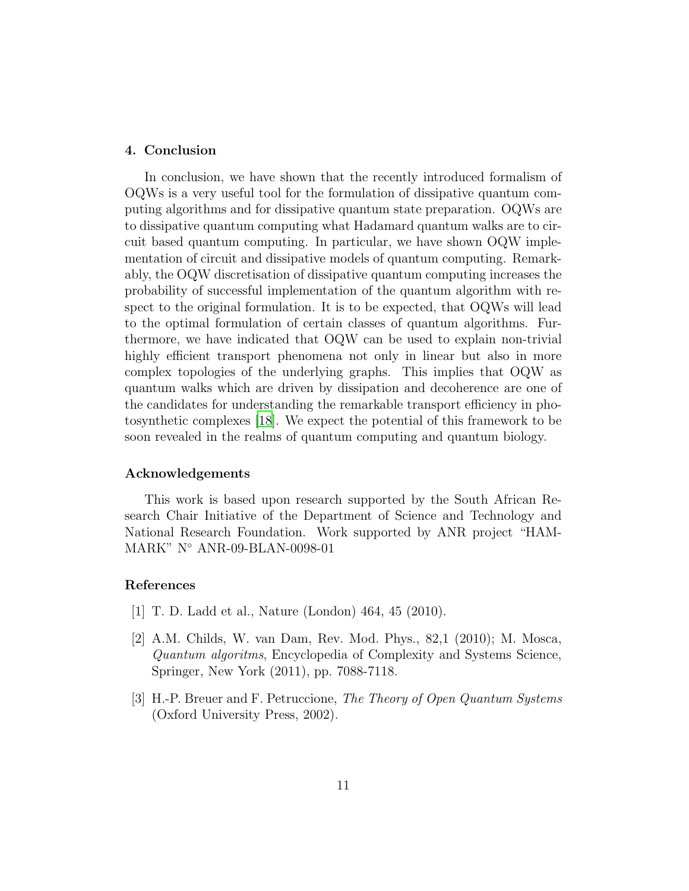## 4. Conclusion

In conclusion, we have shown that the recently introduced formalism of OQWs is a very useful tool for the formulation of dissipative quantum computing algorithms and for dissipative quantum state preparation. OQWs are to dissipative quantum computing what Hadamard quantum walks are to circuit based quantum computing. In particular, we have shown OQW implementation of circuit and dissipative models of quantum computing. Remarkably, the OQW discretisation of dissipative quantum computing increases the probability of successful implementation of the quantum algorithm with respect to the original formulation. It is to be expected, that OQWs will lead to the optimal formulation of certain classes of quantum algorithms. Furthermore, we have indicated that OQW can be used to explain non-trivial highly efficient transport phenomena not only in linear but also in more complex topologies of the underlying graphs. This implies that OQW as quantum walks which are driven by dissipation and decoherence are one of the candidates for understanding the remarkable transport efficiency in photosynthetic complexes [18]. We expect the potential of this framework to be soon revealed in the realms of quantum computing and quantum biology.

## Acknowledgements

This work is based upon research supported by the South African Research Chair Initiative of the Department of Science and Technology and National Research Foundation. Work supported by ANR project "HAMMARK" N° ANR-09-BLAN-0098-01

## References

[1] T. D. Ladd et al., Nature (London) 464, 45 (2010).

[2] A.M. Childs, W. van Dam, Rev. Mod. Phys., 82,1 (2010); M. Mosca, *Quantum algoritms*, Encyclopedia of Complexity and Systems Science, Springer, New York (2011), pp. 7088-7118.

[3] H.-P. Breuer and F. Petruccione, *The Theory of Open Quantum Systems* (Oxford University Press, 2002).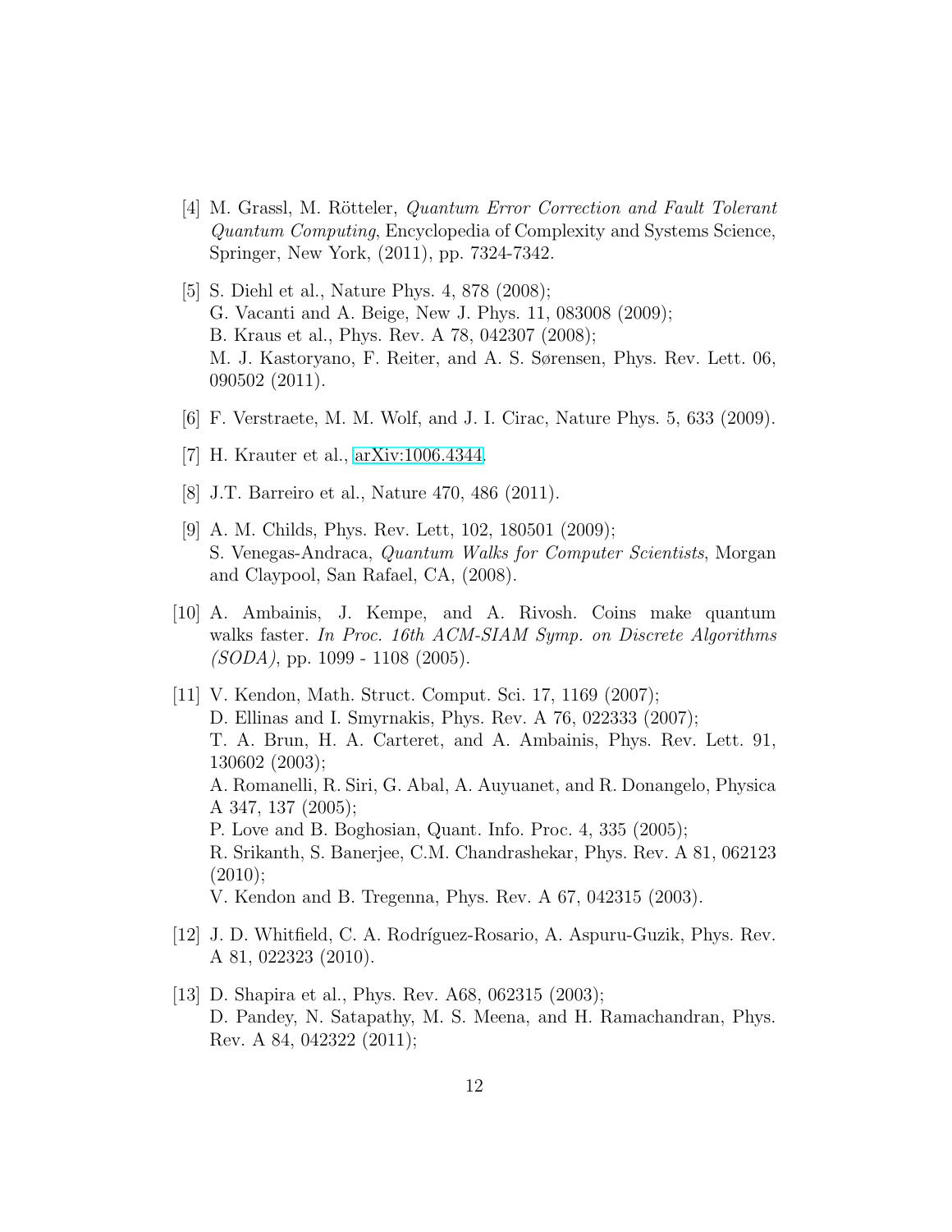[4] M. Grassl, M. Rötteler, *Quantum Error Correction and Fault Tolerant Quantum Computing*, Encyclopedia of Complexity and Systems Science, Springer, New York, (2011), pp. 7324-7342.

[5] S. Diehl et al., Nature Phys. 4, 878 (2008);
G. Vacanti and A. Beige, New J. Phys. 11, 083008 (2009);
B. Kraus et al., Phys. Rev. A 78, 042307 (2008);
M. J. Kastoryano, F. Reiter, and A. S. Sørensen, Phys. Rev. Lett. 06, 090502 (2011).

[6] F. Verstraete, M. M. Wolf, and J. I. Cirac, Nature Phys. 5, 633 (2009).

[7] H. Krauter et al., arXiv:1006.4344.

[8] J.T. Barreiro et al., Nature 470, 486 (2011).

[9] A. M. Childs, Phys. Rev. Lett, 102, 180501 (2009);
S. Venegas-Andraca, *Quantum Walks for Computer Scientists*, Morgan and Claypool, San Rafael, CA, (2008).

[10] A. Ambainis, J. Kempe, and A. Rivosh. Coins make quantum walks faster. *In Proc. 16th ACM-SIAM Symp. on Discrete Algorithms (SODA)*, pp. 1099 - 1108 (2005).

[11] V. Kendon, Math. Struct. Comput. Sci. 17, 1169 (2007);
D. Ellinas and I. Smyrnakis, Phys. Rev. A 76, 022333 (2007);
T. A. Brun, H. A. Carteret, and A. Ambainis, Phys. Rev. Lett. 91, 130602 (2003);
A. Romanelli, R. Siri, G. Abal, A. Auyuanet, and R. Donangelo, Physica A 347, 137 (2005);
P. Love and B. Boghosian, Quant. Info. Proc. 4, 335 (2005);
R. Srikanth, S. Banerjee, C.M. Chandrashekar, Phys. Rev. A 81, 062123 (2010);
V. Kendon and B. Tregenna, Phys. Rev. A 67, 042315 (2003).

[12] J. D. Whitfield, C. A. Rodríguez-Rosario, A. Aspuru-Guzik, Phys. Rev. A 81, 022323 (2010).

[13] D. Shapira et al., Phys. Rev. A68, 062315 (2003);
D. Pandey, N. Satapathy, M. S. Meena, and H. Ramachandran, Phys. Rev. A 84, 042322 (2011);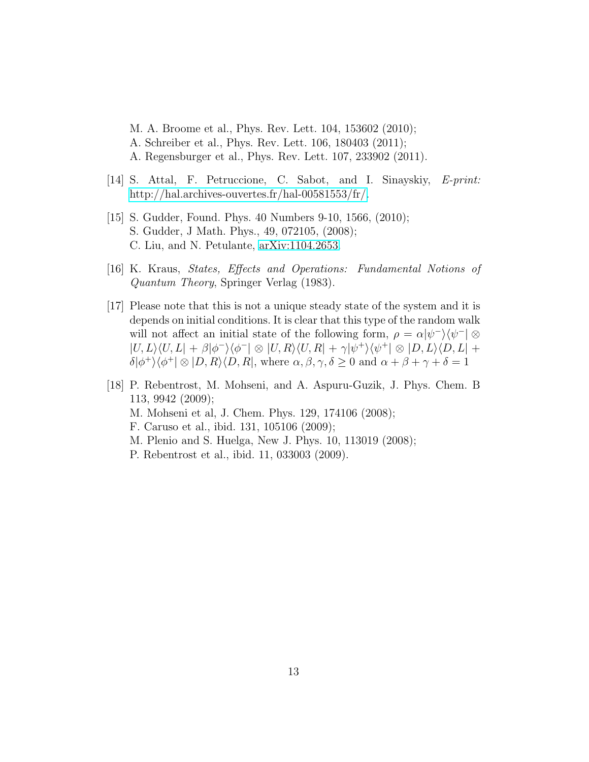M. A. Broome et al., Phys. Rev. Lett. 104, 153602 (2010);
A. Schreiber et al., Phys. Rev. Lett. 106, 180403 (2011);
A. Regensburger et al., Phys. Rev. Lett. 107, 233902 (2011).

[14] S. Attal, F. Petruccione, C. Sabot, and I. Sinayskiy, *E-print:* http://hal.archives-ouvertes.fr/hal-00581553/fr/.

[15] S. Gudder, Found. Phys. 40 Numbers 9-10, 1566, (2010);
S. Gudder, J Math. Phys., 49, 072105, (2008);
C. Liu, and N. Petulante, arXiv:1104.2653.

[16] K. Kraus, *States, Effects and Operations: Fundamental Notions of Quantum Theory*, Springer Verlag (1983).

[17] Please note that this is not a unique steady state of the system and it is depends on initial conditions. It is clear that this type of the random walk will not affect an initial state of the following form, $\rho = \alpha|\psi^-\rangle\langle\psi^-| \otimes |U, L\rangle\langle U, L| + \beta|\phi^-\rangle\langle\phi^-| \otimes |U, R\rangle\langle U, R| + \gamma|\psi^+\rangle\langle\psi^+| \otimes |D, L\rangle\langle D, L| + \delta|\phi^+\rangle\langle\phi^+| \otimes |D, R\rangle\langle D, R|$, where $\alpha, \beta, \gamma, \delta \geq 0$ and $\alpha + \beta + \gamma + \delta = 1$

[18] P. Rebentrost, M. Mohseni, and A. Aspuru-Guzik, J. Phys. Chem. B 113, 9942 (2009);
M. Mohseni et al, J. Chem. Phys. 129, 174106 (2008);
F. Caruso et al., ibid. 131, 105106 (2009);
M. Plenio and S. Huelga, New J. Phys. 10, 113019 (2008);
P. Rebentrost et al., ibid. 11, 033003 (2009).